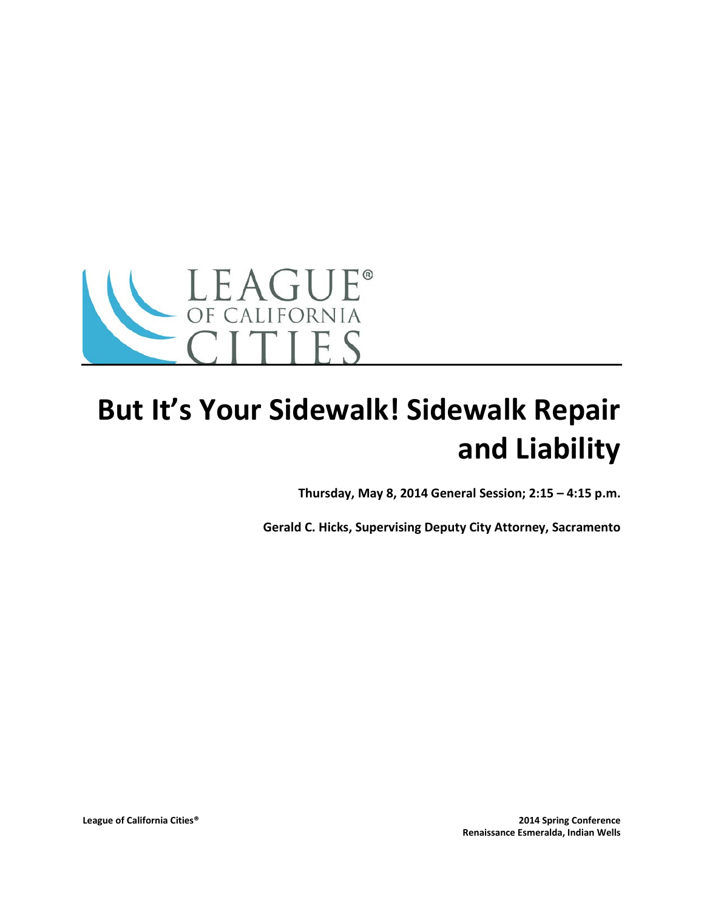LEAGUE® OF CALIFORNIA CITIES

# But It's Your Sidewalk! Sidewalk Repair and Liability

**Thursday, May 8, 2014 General Session; 2:15 – 4:15 p.m.**

**Gerald C. Hicks, Supervising Deputy City Attorney, Sacramento**

**League of California Cities®**

**2014 Spring Conference**
**Renaissance Esmeralda, Indian Wells**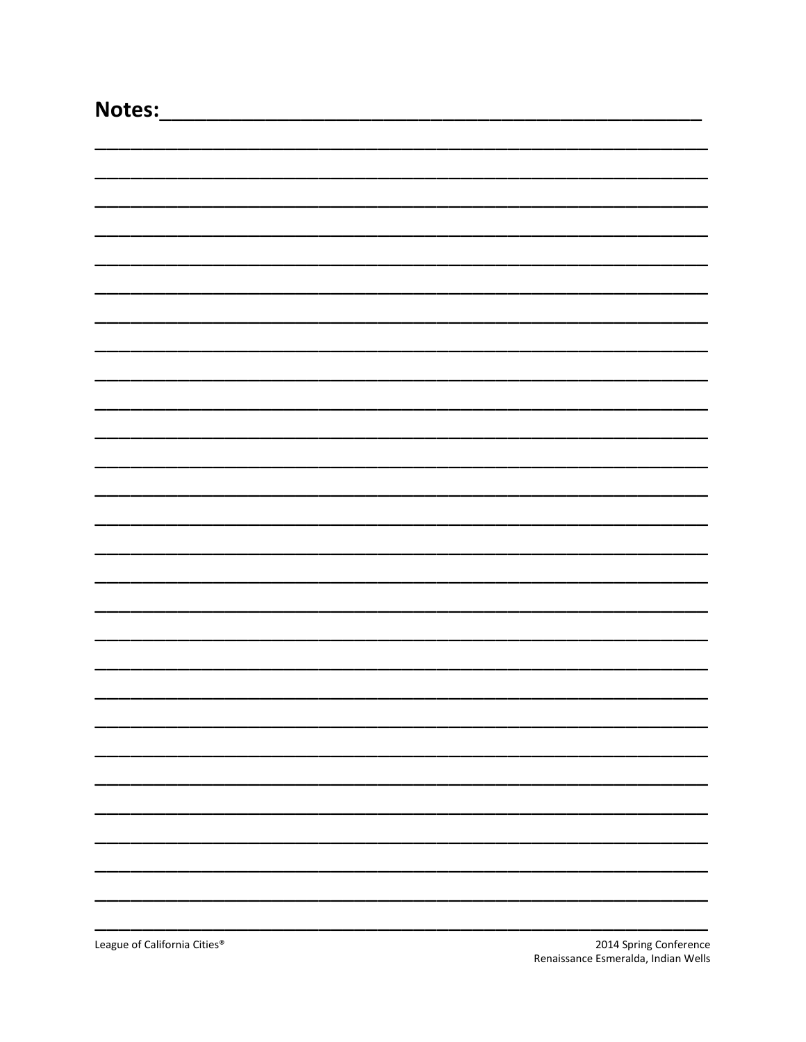**Notes:**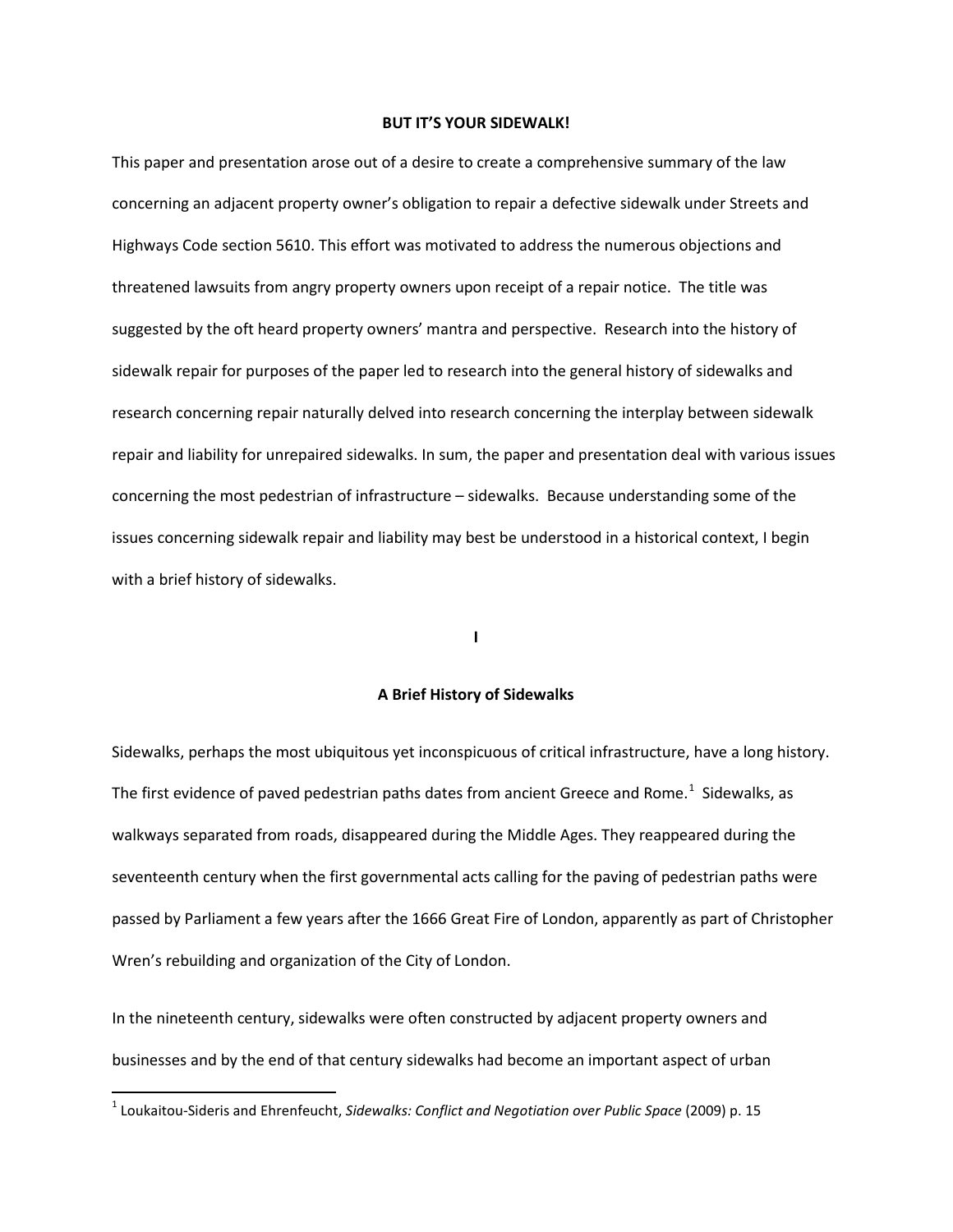**BUT IT'S YOUR SIDEWALK!**

This paper and presentation arose out of a desire to create a comprehensive summary of the law concerning an adjacent property owner's obligation to repair a defective sidewalk under Streets and Highways Code section 5610. This effort was motivated to address the numerous objections and threatened lawsuits from angry property owners upon receipt of a repair notice. The title was suggested by the oft heard property owners' mantra and perspective. Research into the history of sidewalk repair for purposes of the paper led to research into the general history of sidewalks and research concerning repair naturally delved into research concerning the interplay between sidewalk repair and liability for unrepaired sidewalks. In sum, the paper and presentation deal with various issues concerning the most pedestrian of infrastructure – sidewalks. Because understanding some of the issues concerning sidewalk repair and liability may best be understood in a historical context, I begin with a brief history of sidewalks.

## I

## A Brief History of Sidewalks

Sidewalks, perhaps the most ubiquitous yet inconspicuous of critical infrastructure, have a long history. The first evidence of paved pedestrian paths dates from ancient Greece and Rome.[1] Sidewalks, as walkways separated from roads, disappeared during the Middle Ages. They reappeared during the seventeenth century when the first governmental acts calling for the paving of pedestrian paths were passed by Parliament a few years after the 1666 Great Fire of London, apparently as part of Christopher Wren's rebuilding and organization of the City of London.

In the nineteenth century, sidewalks were often constructed by adjacent property owners and businesses and by the end of that century sidewalks had become an important aspect of urban

[1] Loukaitou-Sideris and Ehrenfeucht, *Sidewalks: Conflict and Negotiation over Public Space* (2009) p. 15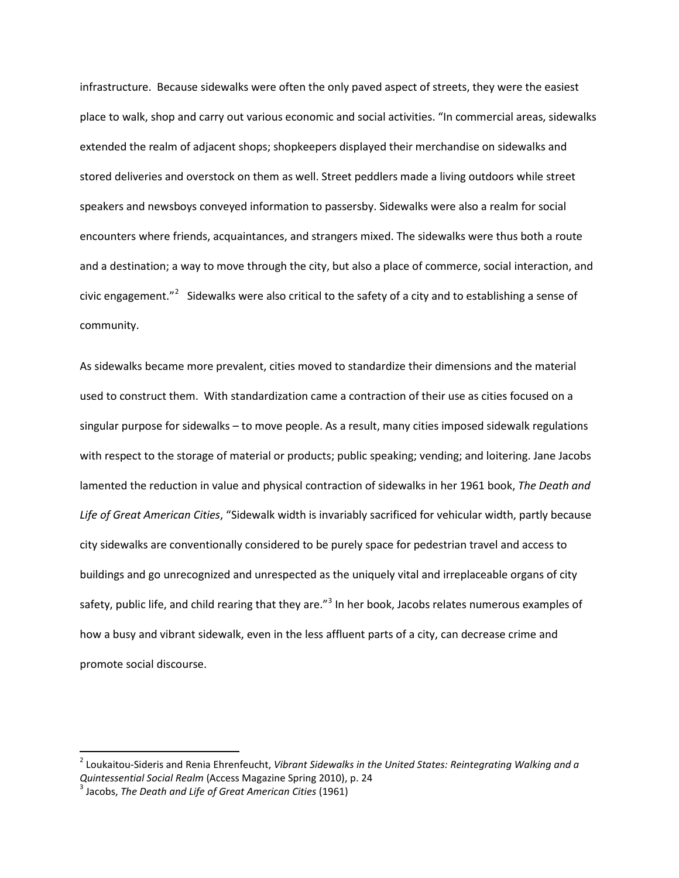infrastructure. Because sidewalks were often the only paved aspect of streets, they were the easiest place to walk, shop and carry out various economic and social activities. "In commercial areas, sidewalks extended the realm of adjacent shops; shopkeepers displayed their merchandise on sidewalks and stored deliveries and overstock on them as well. Street peddlers made a living outdoors while street speakers and newsboys conveyed information to passersby. Sidewalks were also a realm for social encounters where friends, acquaintances, and strangers mixed. The sidewalks were thus both a route and a destination; a way to move through the city, but also a place of commerce, social interaction, and civic engagement."[2] Sidewalks were also critical to the safety of a city and to establishing a sense of community.

As sidewalks became more prevalent, cities moved to standardize their dimensions and the material used to construct them. With standardization came a contraction of their use as cities focused on a singular purpose for sidewalks – to move people. As a result, many cities imposed sidewalk regulations with respect to the storage of material or products; public speaking; vending; and loitering. Jane Jacobs lamented the reduction in value and physical contraction of sidewalks in her 1961 book, *The Death and Life of Great American Cities*, "Sidewalk width is invariably sacrificed for vehicular width, partly because city sidewalks are conventionally considered to be purely space for pedestrian travel and access to buildings and go unrecognized and unrespected as the uniquely vital and irreplaceable organs of city safety, public life, and child rearing that they are."[3] In her book, Jacobs relates numerous examples of how a busy and vibrant sidewalk, even in the less affluent parts of a city, can decrease crime and promote social discourse.

---

[2] Loukaitou-Sideris and Renia Ehrenfeucht, *Vibrant Sidewalks in the United States: Reintegrating Walking and a Quintessential Social Realm* (Access Magazine Spring 2010), p. 24

[3] Jacobs, *The Death and Life of Great American Cities* (1961)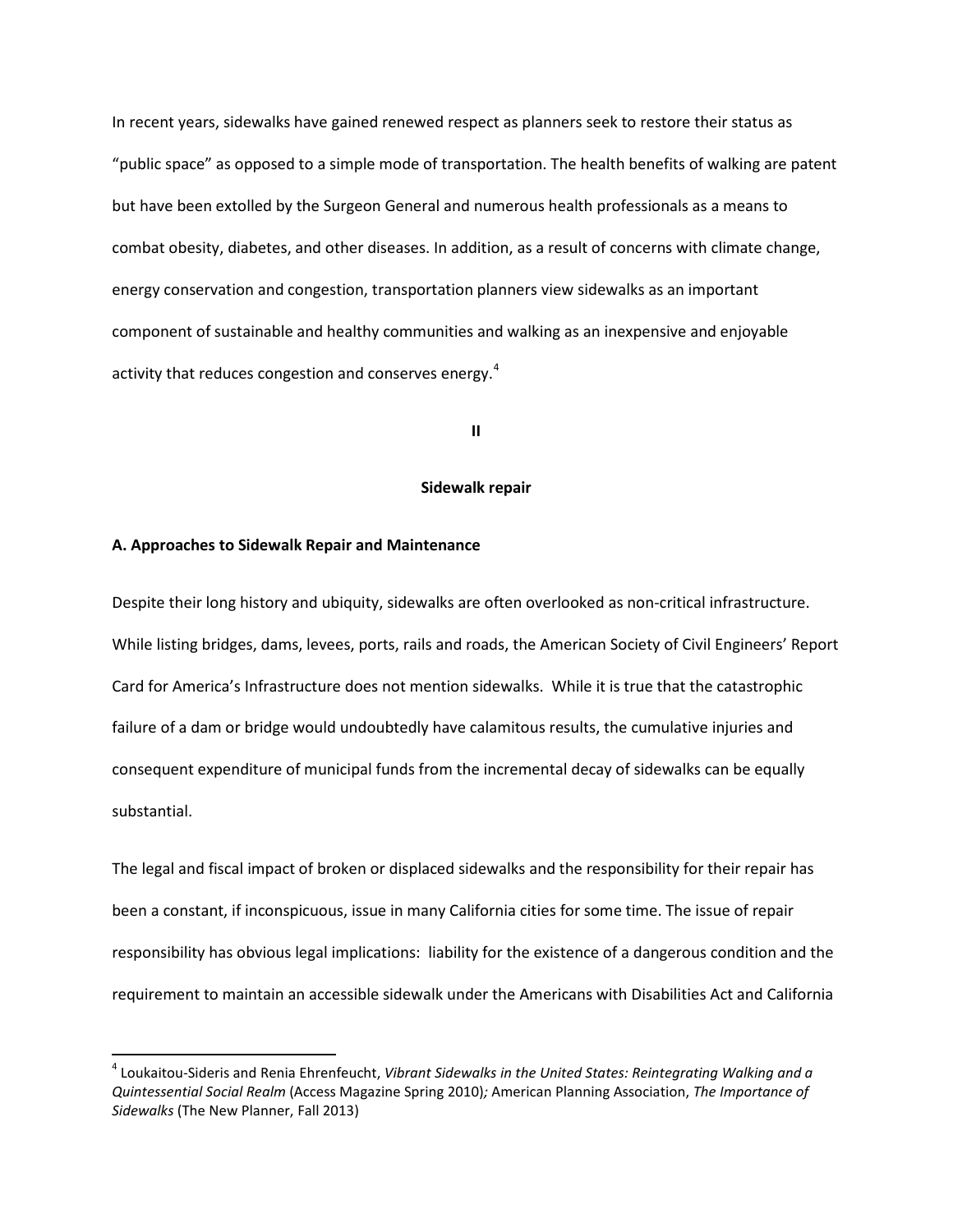In recent years, sidewalks have gained renewed respect as planners seek to restore their status as "public space" as opposed to a simple mode of transportation. The health benefits of walking are patent but have been extolled by the Surgeon General and numerous health professionals as a means to combat obesity, diabetes, and other diseases. In addition, as a result of concerns with climate change, energy conservation and congestion, transportation planners view sidewalks as an important component of sustainable and healthy communities and walking as an inexpensive and enjoyable activity that reduces congestion and conserves energy.[4]

## II

## Sidewalk repair

### A. Approaches to Sidewalk Repair and Maintenance

Despite their long history and ubiquity, sidewalks are often overlooked as non-critical infrastructure. While listing bridges, dams, levees, ports, rails and roads, the American Society of Civil Engineers' Report Card for America's Infrastructure does not mention sidewalks. While it is true that the catastrophic failure of a dam or bridge would undoubtedly have calamitous results, the cumulative injuries and consequent expenditure of municipal funds from the incremental decay of sidewalks can be equally substantial.

The legal and fiscal impact of broken or displaced sidewalks and the responsibility for their repair has been a constant, if inconspicuous, issue in many California cities for some time. The issue of repair responsibility has obvious legal implications: liability for the existence of a dangerous condition and the requirement to maintain an accessible sidewalk under the Americans with Disabilities Act and California

---

[4] Loukaitou-Sideris and Renia Ehrenfeucht, *Vibrant Sidewalks in the United States: Reintegrating Walking and a Quintessential Social Realm* (Access Magazine Spring 2010)*;* American Planning Association, *The Importance of Sidewalks* (The New Planner, Fall 2013)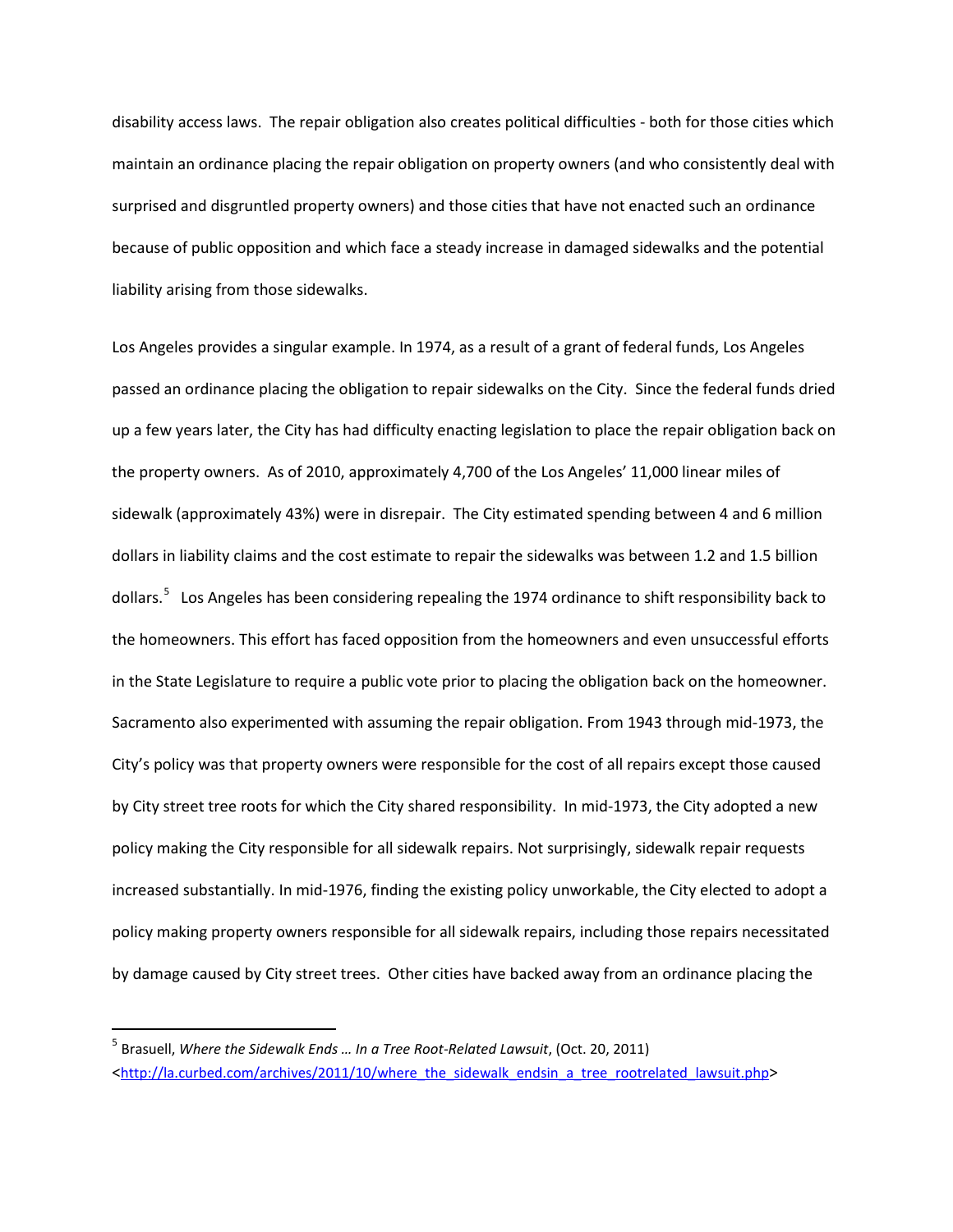disability access laws. The repair obligation also creates political difficulties - both for those cities which maintain an ordinance placing the repair obligation on property owners (and who consistently deal with surprised and disgruntled property owners) and those cities that have not enacted such an ordinance because of public opposition and which face a steady increase in damaged sidewalks and the potential liability arising from those sidewalks.

Los Angeles provides a singular example. In 1974, as a result of a grant of federal funds, Los Angeles passed an ordinance placing the obligation to repair sidewalks on the City. Since the federal funds dried up a few years later, the City has had difficulty enacting legislation to place the repair obligation back on the property owners. As of 2010, approximately 4,700 of the Los Angeles' 11,000 linear miles of sidewalk (approximately 43%) were in disrepair. The City estimated spending between 4 and 6 million dollars in liability claims and the cost estimate to repair the sidewalks was between 1.2 and 1.5 billion dollars.[5] Los Angeles has been considering repealing the 1974 ordinance to shift responsibility back to the homeowners. This effort has faced opposition from the homeowners and even unsuccessful efforts in the State Legislature to require a public vote prior to placing the obligation back on the homeowner. Sacramento also experimented with assuming the repair obligation. From 1943 through mid-1973, the City's policy was that property owners were responsible for the cost of all repairs except those caused by City street tree roots for which the City shared responsibility. In mid-1973, the City adopted a new policy making the City responsible for all sidewalk repairs. Not surprisingly, sidewalk repair requests increased substantially. In mid-1976, finding the existing policy unworkable, the City elected to adopt a policy making property owners responsible for all sidewalk repairs, including those repairs necessitated by damage caused by City street trees. Other cities have backed away from an ordinance placing the

---

[5] Brasuell, *Where the Sidewalk Ends … In a Tree Root-Related Lawsuit*, (Oct. 20, 2011) <http://la.curbed.com/archives/2011/10/where_the_sidewalk_endsin_a_tree_rootrelated_lawsuit.php>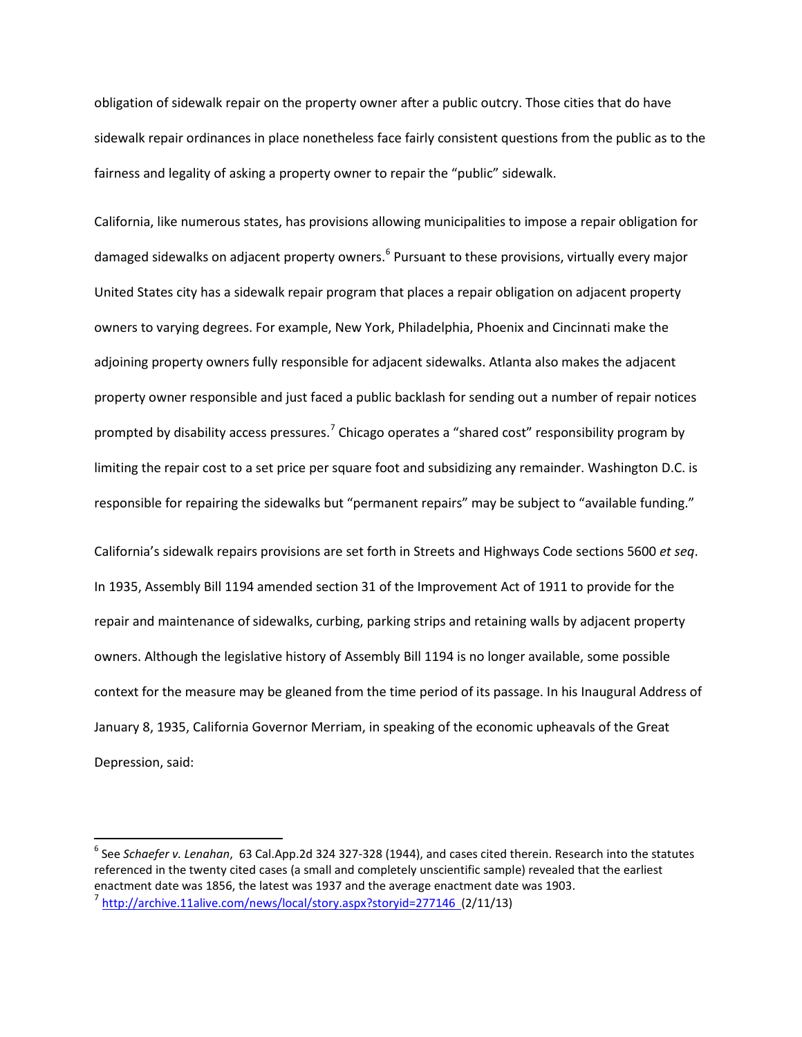obligation of sidewalk repair on the property owner after a public outcry. Those cities that do have sidewalk repair ordinances in place nonetheless face fairly consistent questions from the public as to the fairness and legality of asking a property owner to repair the "public" sidewalk.

California, like numerous states, has provisions allowing municipalities to impose a repair obligation for damaged sidewalks on adjacent property owners.[6] Pursuant to these provisions, virtually every major United States city has a sidewalk repair program that places a repair obligation on adjacent property owners to varying degrees. For example, New York, Philadelphia, Phoenix and Cincinnati make the adjoining property owners fully responsible for adjacent sidewalks. Atlanta also makes the adjacent property owner responsible and just faced a public backlash for sending out a number of repair notices prompted by disability access pressures.[7] Chicago operates a "shared cost" responsibility program by limiting the repair cost to a set price per square foot and subsidizing any remainder. Washington D.C. is responsible for repairing the sidewalks but "permanent repairs" may be subject to "available funding."

California's sidewalk repairs provisions are set forth in Streets and Highways Code sections 5600 *et seq*. In 1935, Assembly Bill 1194 amended section 31 of the Improvement Act of 1911 to provide for the repair and maintenance of sidewalks, curbing, parking strips and retaining walls by adjacent property owners. Although the legislative history of Assembly Bill 1194 is no longer available, some possible context for the measure may be gleaned from the time period of its passage. In his Inaugural Address of January 8, 1935, California Governor Merriam, in speaking of the economic upheavals of the Great Depression, said:

---

[6] See *Schaefer v. Lenahan*, 63 Cal.App.2d 324 327-328 (1944), and cases cited therein. Research into the statutes referenced in the twenty cited cases (a small and completely unscientific sample) revealed that the earliest enactment date was 1856, the latest was 1937 and the average enactment date was 1903.

[7] http://archive.11alive.com/news/local/story.aspx?storyid=277146 (2/11/13)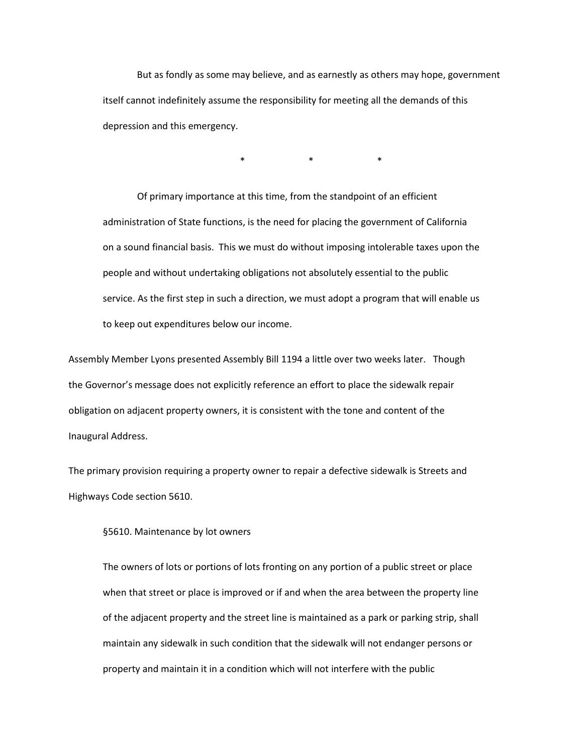> But as fondly as some may believe, and as earnestly as others may hope, government itself cannot indefinitely assume the responsibility for meeting all the demands of this depression and this emergency.
>
> \* \* \*
>
> Of primary importance at this time, from the standpoint of an efficient administration of State functions, is the need for placing the government of California on a sound financial basis. This we must do without imposing intolerable taxes upon the people and without undertaking obligations not absolutely essential to the public service. As the first step in such a direction, we must adopt a program that will enable us to keep out expenditures below our income.

Assembly Member Lyons presented Assembly Bill 1194 a little over two weeks later. Though the Governor's message does not explicitly reference an effort to place the sidewalk repair obligation on adjacent property owners, it is consistent with the tone and content of the Inaugural Address.

The primary provision requiring a property owner to repair a defective sidewalk is Streets and Highways Code section 5610.

> §5610. Maintenance by lot owners
>
> The owners of lots or portions of lots fronting on any portion of a public street or place when that street or place is improved or if and when the area between the property line of the adjacent property and the street line is maintained as a park or parking strip, shall maintain any sidewalk in such condition that the sidewalk will not endanger persons or property and maintain it in a condition which will not interfere with the public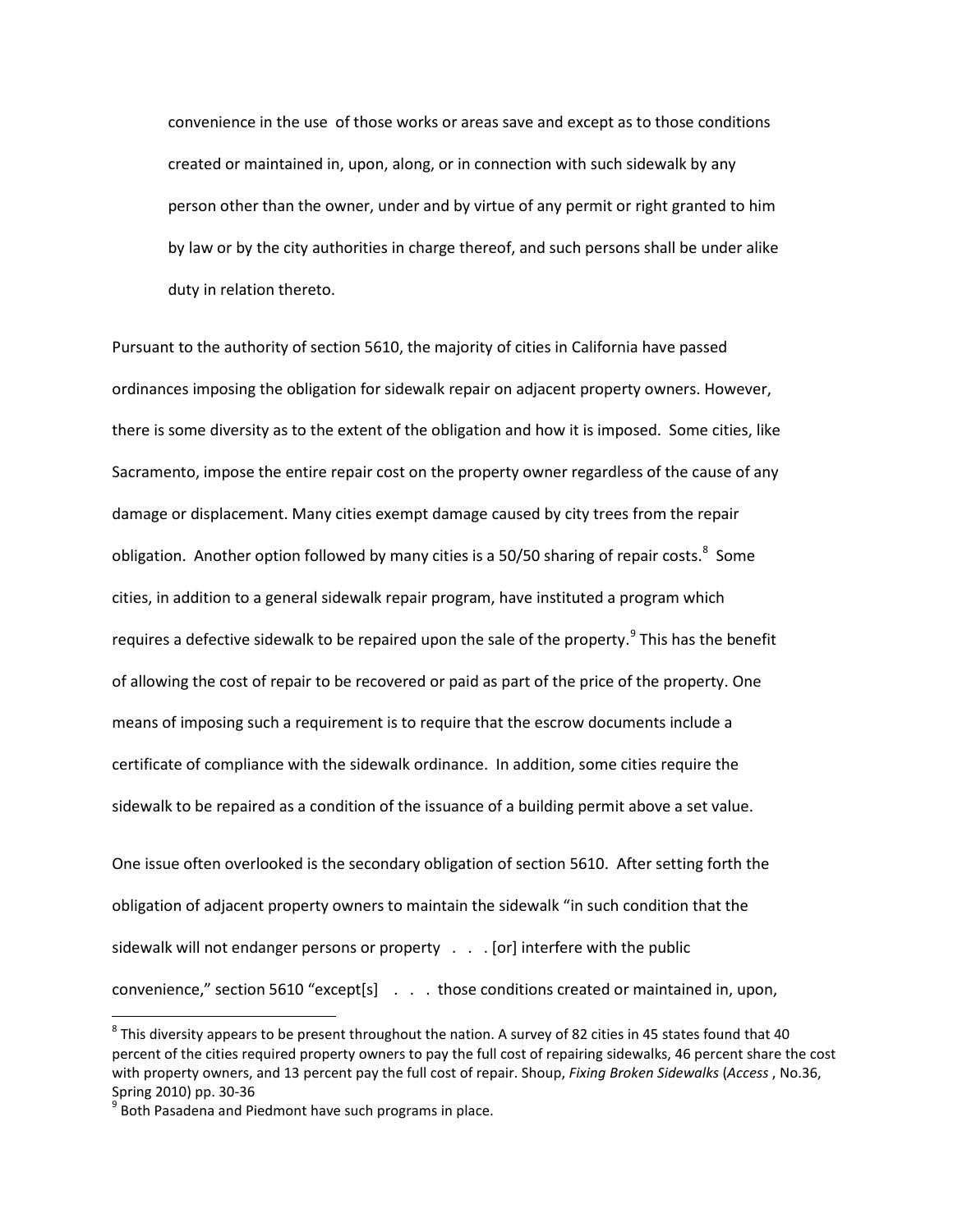convenience in the use of those works or areas save and except as to those conditions created or maintained in, upon, along, or in connection with such sidewalk by any person other than the owner, under and by virtue of any permit or right granted to him by law or by the city authorities in charge thereof, and such persons shall be under alike duty in relation thereto.

Pursuant to the authority of section 5610, the majority of cities in California have passed ordinances imposing the obligation for sidewalk repair on adjacent property owners. However, there is some diversity as to the extent of the obligation and how it is imposed. Some cities, like Sacramento, impose the entire repair cost on the property owner regardless of the cause of any damage or displacement. Many cities exempt damage caused by city trees from the repair obligation. Another option followed by many cities is a 50/50 sharing of repair costs.[8] Some cities, in addition to a general sidewalk repair program, have instituted a program which requires a defective sidewalk to be repaired upon the sale of the property.[9] This has the benefit of allowing the cost of repair to be recovered or paid as part of the price of the property. One means of imposing such a requirement is to require that the escrow documents include a certificate of compliance with the sidewalk ordinance. In addition, some cities require the sidewalk to be repaired as a condition of the issuance of a building permit above a set value.

One issue often overlooked is the secondary obligation of section 5610. After setting forth the obligation of adjacent property owners to maintain the sidewalk "in such condition that the sidewalk will not endanger persons or property . . . [or] interfere with the public convenience," section 5610 "except[s] . . . those conditions created or maintained in, upon,

---

[8] This diversity appears to be present throughout the nation. A survey of 82 cities in 45 states found that 40 percent of the cities required property owners to pay the full cost of repairing sidewalks, 46 percent share the cost with property owners, and 13 percent pay the full cost of repair. Shoup, *Fixing Broken Sidewalks* (*Access* , No.36, Spring 2010) pp. 30-36

[9] Both Pasadena and Piedmont have such programs in place.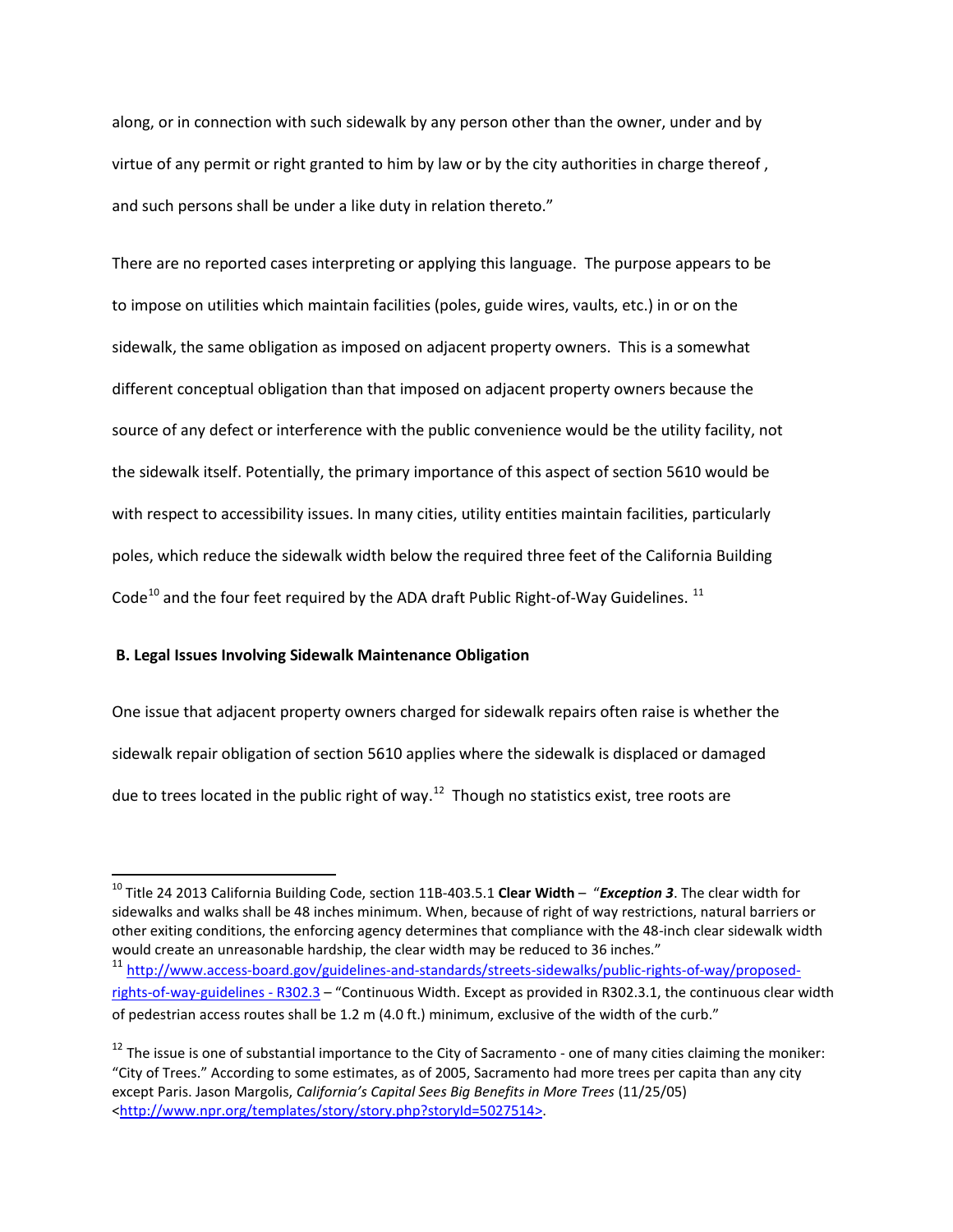along, or in connection with such sidewalk by any person other than the owner, under and by virtue of any permit or right granted to him by law or by the city authorities in charge thereof , and such persons shall be under a like duty in relation thereto."

There are no reported cases interpreting or applying this language. The purpose appears to be to impose on utilities which maintain facilities (poles, guide wires, vaults, etc.) in or on the sidewalk, the same obligation as imposed on adjacent property owners. This is a somewhat different conceptual obligation than that imposed on adjacent property owners because the source of any defect or interference with the public convenience would be the utility facility, not the sidewalk itself. Potentially, the primary importance of this aspect of section 5610 would be with respect to accessibility issues. In many cities, utility entities maintain facilities, particularly poles, which reduce the sidewalk width below the required three feet of the California Building Code[10] and the four feet required by the ADA draft Public Right-of-Way Guidelines. [11]

### B. Legal Issues Involving Sidewalk Maintenance Obligation

One issue that adjacent property owners charged for sidewalk repairs often raise is whether the sidewalk repair obligation of section 5610 applies where the sidewalk is displaced or damaged due to trees located in the public right of way.[12] Though no statistics exist, tree roots are

---

[10] Title 24 2013 California Building Code, section 11B-403.5.1 **Clear Width** – "***Exception 3***. The clear width for sidewalks and walks shall be 48 inches minimum. When, because of right of way restrictions, natural barriers or other exiting conditions, the enforcing agency determines that compliance with the 48-inch clear sidewalk width would create an unreasonable hardship, the clear width may be reduced to 36 inches."

[11] http://www.access-board.gov/guidelines-and-standards/streets-sidewalks/public-rights-of-way/proposed-rights-of-way-guidelines - R302.3 – "Continuous Width. Except as provided in R302.3.1, the continuous clear width of pedestrian access routes shall be 1.2 m (4.0 ft.) minimum, exclusive of the width of the curb."

[12] The issue is one of substantial importance to the City of Sacramento - one of many cities claiming the moniker: "City of Trees." According to some estimates, as of 2005, Sacramento had more trees per capita than any city except Paris. Jason Margolis, *California's Capital Sees Big Benefits in More Trees* (11/25/05) <http://www.npr.org/templates/story/story.php?storyId=5027514>.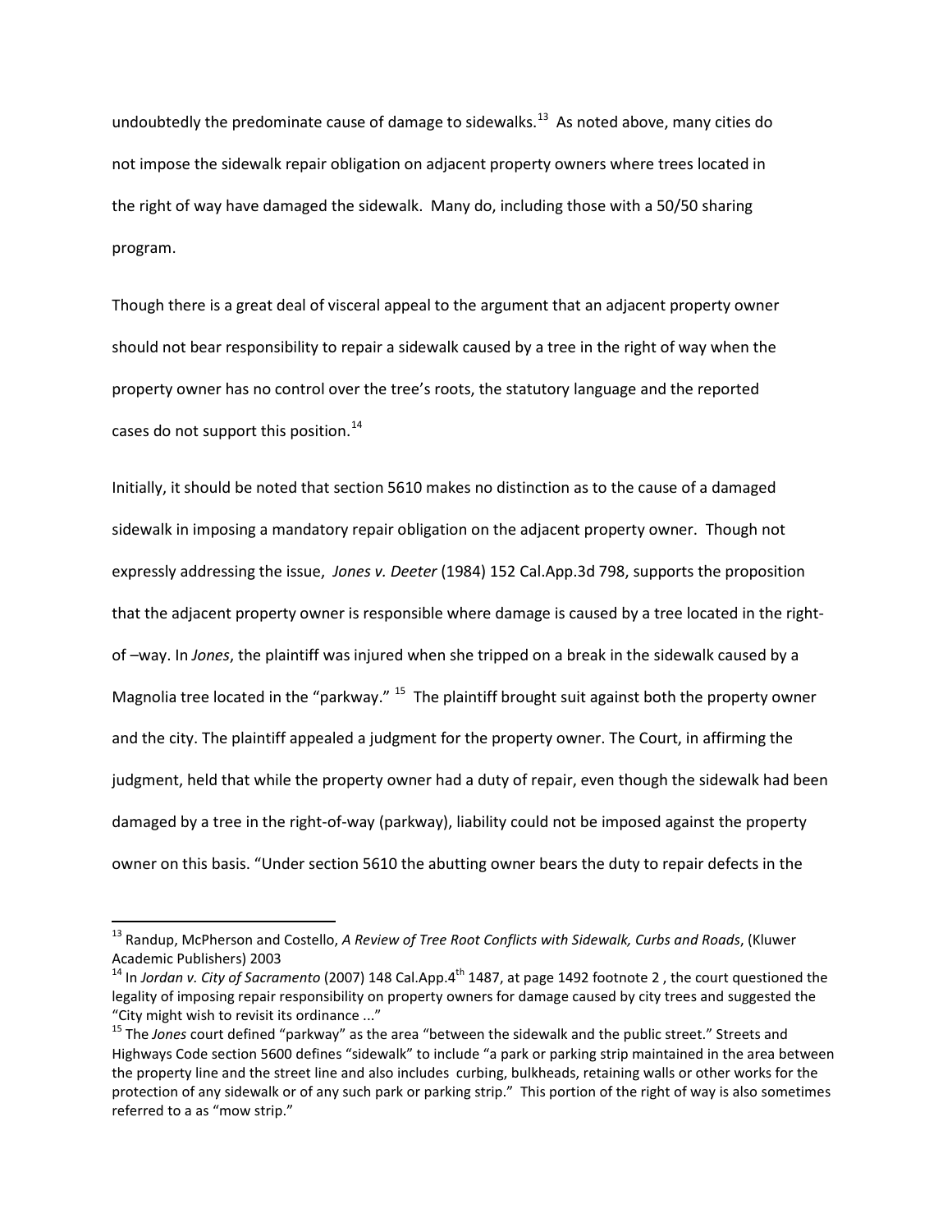undoubtedly the predominate cause of damage to sidewalks.[13] As noted above, many cities do not impose the sidewalk repair obligation on adjacent property owners where trees located in the right of way have damaged the sidewalk. Many do, including those with a 50/50 sharing program.

Though there is a great deal of visceral appeal to the argument that an adjacent property owner should not bear responsibility to repair a sidewalk caused by a tree in the right of way when the property owner has no control over the tree's roots, the statutory language and the reported cases do not support this position.[14]

Initially, it should be noted that section 5610 makes no distinction as to the cause of a damaged sidewalk in imposing a mandatory repair obligation on the adjacent property owner. Though not expressly addressing the issue, *Jones v. Deeter* (1984) 152 Cal.App.3d 798, supports the proposition that the adjacent property owner is responsible where damage is caused by a tree located in the right-of –way. In *Jones*, the plaintiff was injured when she tripped on a break in the sidewalk caused by a Magnolia tree located in the "parkway." [15] The plaintiff brought suit against both the property owner and the city. The plaintiff appealed a judgment for the property owner. The Court, in affirming the judgment, held that while the property owner had a duty of repair, even though the sidewalk had been damaged by a tree in the right-of-way (parkway), liability could not be imposed against the property owner on this basis. "Under section 5610 the abutting owner bears the duty to repair defects in the

---

[13] Randup, McPherson and Costello, *A Review of Tree Root Conflicts with Sidewalk, Curbs and Roads*, (Kluwer Academic Publishers) 2003

[14] In *Jordan v. City of Sacramento* (2007) 148 Cal.App.4th 1487, at page 1492 footnote 2 , the court questioned the legality of imposing repair responsibility on property owners for damage caused by city trees and suggested the "City might wish to revisit its ordinance ..."

[15] The *Jones* court defined "parkway" as the area "between the sidewalk and the public street." Streets and Highways Code section 5600 defines "sidewalk" to include "a park or parking strip maintained in the area between the property line and the street line and also includes curbing, bulkheads, retaining walls or other works for the protection of any sidewalk or of any such park or parking strip." This portion of the right of way is also sometimes referred to a as "mow strip."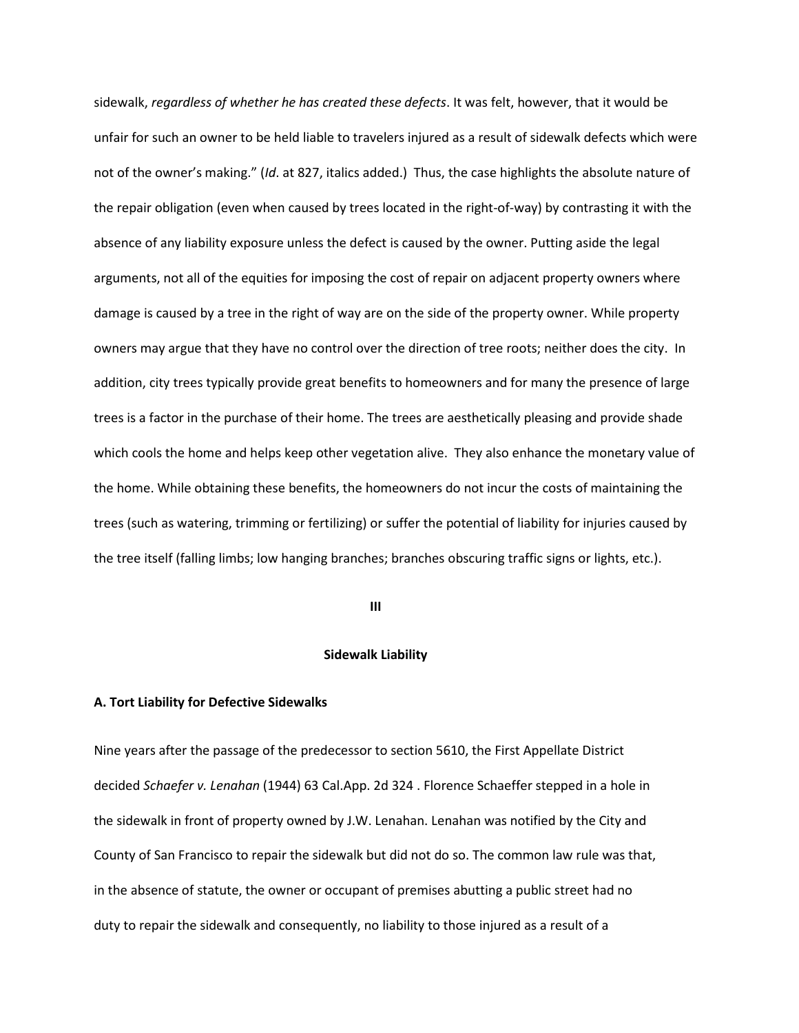sidewalk, *regardless of whether he has created these defects*. It was felt, however, that it would be unfair for such an owner to be held liable to travelers injured as a result of sidewalk defects which were not of the owner's making." (*Id*. at 827, italics added.) Thus, the case highlights the absolute nature of the repair obligation (even when caused by trees located in the right-of-way) by contrasting it with the absence of any liability exposure unless the defect is caused by the owner. Putting aside the legal arguments, not all of the equities for imposing the cost of repair on adjacent property owners where damage is caused by a tree in the right of way are on the side of the property owner. While property owners may argue that they have no control over the direction of tree roots; neither does the city. In addition, city trees typically provide great benefits to homeowners and for many the presence of large trees is a factor in the purchase of their home. The trees are aesthetically pleasing and provide shade which cools the home and helps keep other vegetation alive. They also enhance the monetary value of the home. While obtaining these benefits, the homeowners do not incur the costs of maintaining the trees (such as watering, trimming or fertilizing) or suffer the potential of liability for injuries caused by the tree itself (falling limbs; low hanging branches; branches obscuring traffic signs or lights, etc.).

## III

## Sidewalk Liability

### A. Tort Liability for Defective Sidewalks

Nine years after the passage of the predecessor to section 5610, the First Appellate District decided *Schaefer v. Lenahan* (1944) 63 Cal.App. 2d 324 . Florence Schaeffer stepped in a hole in the sidewalk in front of property owned by J.W. Lenahan. Lenahan was notified by the City and County of San Francisco to repair the sidewalk but did not do so. The common law rule was that, in the absence of statute, the owner or occupant of premises abutting a public street had no duty to repair the sidewalk and consequently, no liability to those injured as a result of a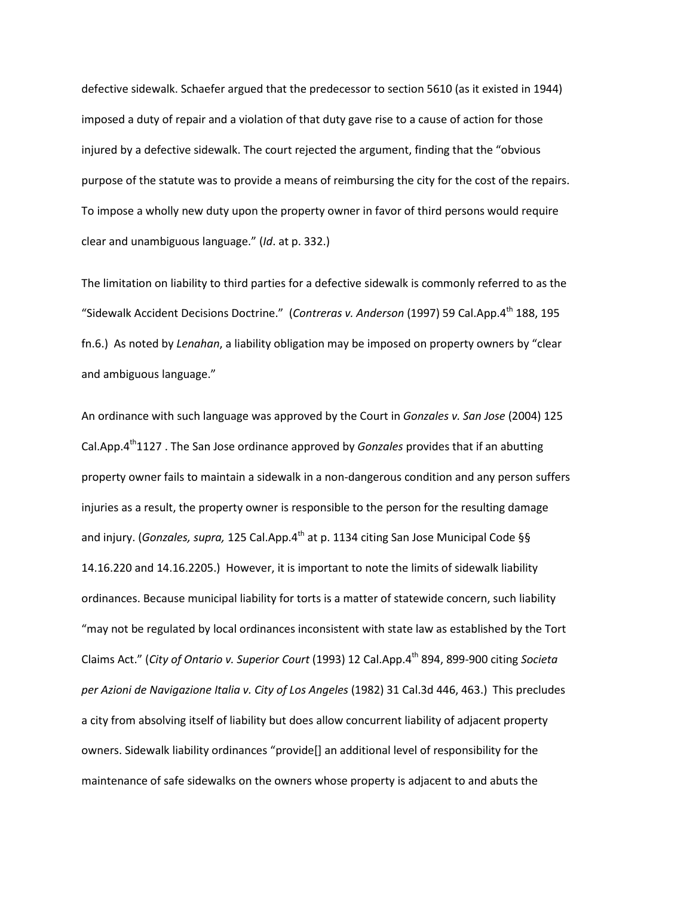defective sidewalk. Schaefer argued that the predecessor to section 5610 (as it existed in 1944) imposed a duty of repair and a violation of that duty gave rise to a cause of action for those injured by a defective sidewalk. The court rejected the argument, finding that the "obvious purpose of the statute was to provide a means of reimbursing the city for the cost of the repairs. To impose a wholly new duty upon the property owner in favor of third persons would require clear and unambiguous language." (*Id*. at p. 332.)

The limitation on liability to third parties for a defective sidewalk is commonly referred to as the "Sidewalk Accident Decisions Doctrine." (*Contreras v. Anderson* (1997) 59 Cal.App.4th 188, 195 fn.6.) As noted by *Lenahan*, a liability obligation may be imposed on property owners by "clear and ambiguous language."

An ordinance with such language was approved by the Court in *Gonzales v. San Jose* (2004) 125 Cal.App.4th1127 . The San Jose ordinance approved by *Gonzales* provides that if an abutting property owner fails to maintain a sidewalk in a non-dangerous condition and any person suffers injuries as a result, the property owner is responsible to the person for the resulting damage and injury. (*Gonzales, supra,* 125 Cal.App.4th at p. 1134 citing San Jose Municipal Code §§ 14.16.220 and 14.16.2205.) However, it is important to note the limits of sidewalk liability ordinances. Because municipal liability for torts is a matter of statewide concern, such liability "may not be regulated by local ordinances inconsistent with state law as established by the Tort Claims Act." (*City of Ontario v. Superior Court* (1993) 12 Cal.App.4th 894, 899-900 citing *Societa per Azioni de Navigazione Italia v. City of Los Angeles* (1982) 31 Cal.3d 446, 463.) This precludes a city from absolving itself of liability but does allow concurrent liability of adjacent property owners. Sidewalk liability ordinances "provide[] an additional level of responsibility for the maintenance of safe sidewalks on the owners whose property is adjacent to and abuts the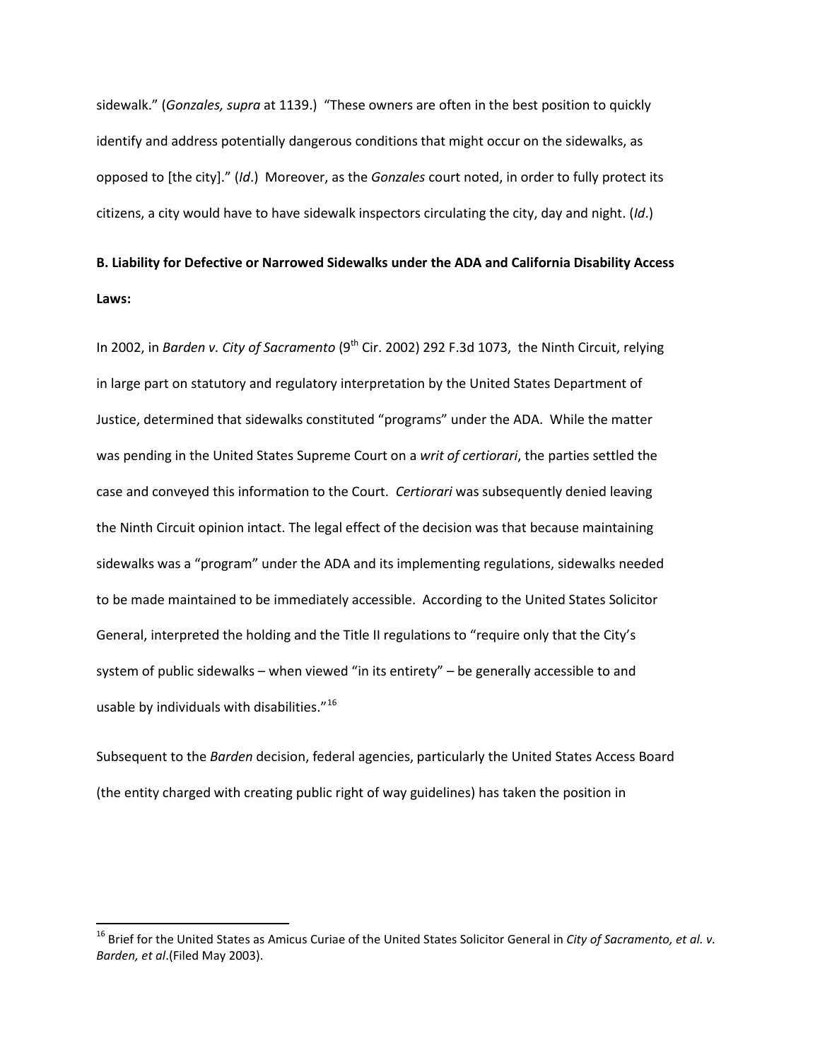sidewalk." (*Gonzales, supra* at 1139.) "These owners are often in the best position to quickly identify and address potentially dangerous conditions that might occur on the sidewalks, as opposed to [the city]." (*Id*.) Moreover, as the *Gonzales* court noted, in order to fully protect its citizens, a city would have to have sidewalk inspectors circulating the city, day and night. (*Id*.)

**B. Liability for Defective or Narrowed Sidewalks under the ADA and California Disability Access Laws:**

In 2002, in *Barden v. City of Sacramento* (9th Cir. 2002) 292 F.3d 1073, the Ninth Circuit, relying in large part on statutory and regulatory interpretation by the United States Department of Justice, determined that sidewalks constituted "programs" under the ADA. While the matter was pending in the United States Supreme Court on a *writ of certiorari*, the parties settled the case and conveyed this information to the Court. *Certiorari* was subsequently denied leaving the Ninth Circuit opinion intact. The legal effect of the decision was that because maintaining sidewalks was a "program" under the ADA and its implementing regulations, sidewalks needed to be made maintained to be immediately accessible. According to the United States Solicitor General, interpreted the holding and the Title II regulations to "require only that the City's system of public sidewalks – when viewed "in its entirety" – be generally accessible to and usable by individuals with disabilities."[16]

Subsequent to the *Barden* decision, federal agencies, particularly the United States Access Board (the entity charged with creating public right of way guidelines) has taken the position in

---

[16] Brief for the United States as Amicus Curiae of the United States Solicitor General in *City of Sacramento, et al. v. Barden, et al*.(Filed May 2003).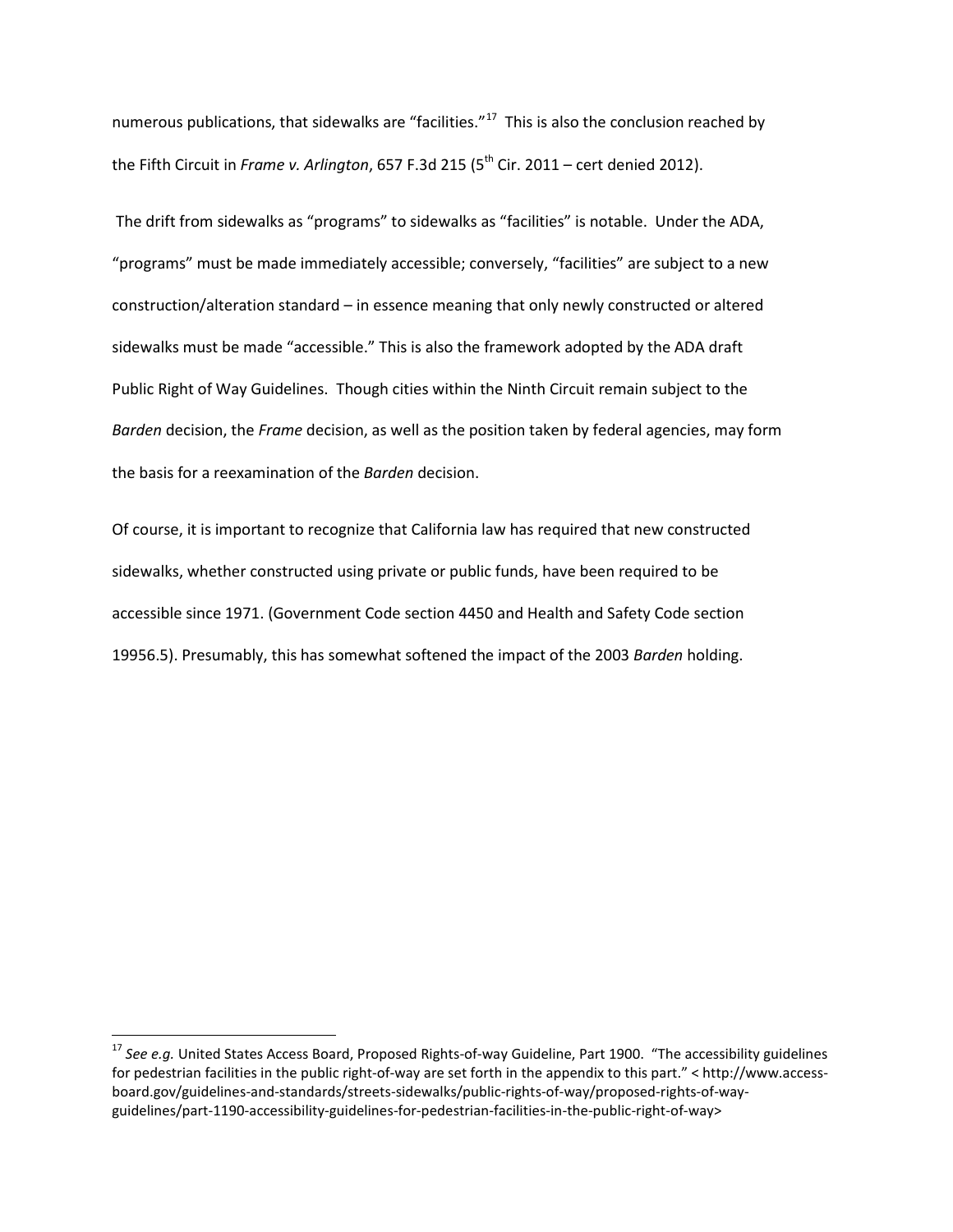numerous publications, that sidewalks are "facilities."[17] This is also the conclusion reached by the Fifth Circuit in *Frame v. Arlington*, 657 F.3d 215 (5th Cir. 2011 – cert denied 2012).

The drift from sidewalks as "programs" to sidewalks as "facilities" is notable. Under the ADA, "programs" must be made immediately accessible; conversely, "facilities" are subject to a new construction/alteration standard – in essence meaning that only newly constructed or altered sidewalks must be made "accessible." This is also the framework adopted by the ADA draft Public Right of Way Guidelines. Though cities within the Ninth Circuit remain subject to the *Barden* decision, the *Frame* decision, as well as the position taken by federal agencies, may form the basis for a reexamination of the *Barden* decision.

Of course, it is important to recognize that California law has required that new constructed sidewalks, whether constructed using private or public funds, have been required to be accessible since 1971. (Government Code section 4450 and Health and Safety Code section 19956.5). Presumably, this has somewhat softened the impact of the 2003 *Barden* holding.

---

[17] *See e.g.* United States Access Board, Proposed Rights-of-way Guideline, Part 1900. "The accessibility guidelines for pedestrian facilities in the public right-of-way are set forth in the appendix to this part." < http://www.access-board.gov/guidelines-and-standards/streets-sidewalks/public-rights-of-way/proposed-rights-of-way-guidelines/part-1190-accessibility-guidelines-for-pedestrian-facilities-in-the-public-right-of-way>